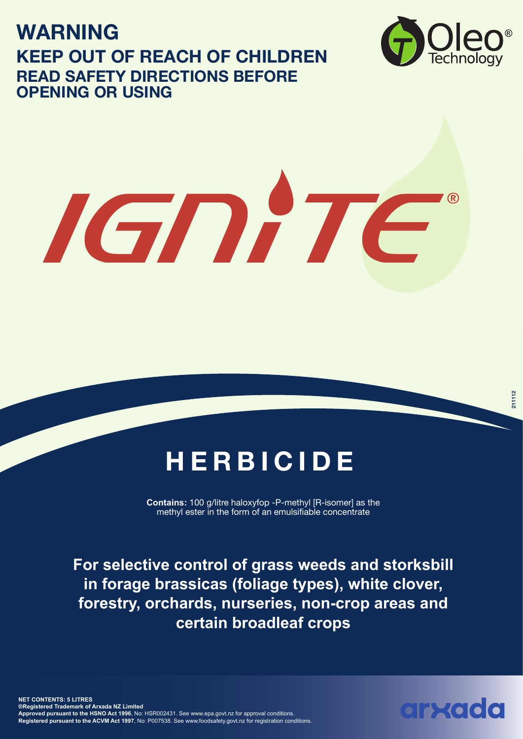# WARNING

## KEEP OUT OF REACH OF CHILDREN

### READ SAFETY DIRECTIONS BEFORE OPENING OR USING

Oleo® Technology

# IGNITE®

211112

# HERBICIDE

**Contains:** 100 g/litre haloxyfop -P-methyl [R-isomer] as the methyl ester in the form of an emulsifiable concentrate

**For selective control of grass weeds and storksbill in forage brassicas (foliage types), white clover, forestry, orchards, nurseries, non-crop areas and certain broadleaf crops**

**NET CONTENTS: 5 LITRES**
**®Registered Trademark of Arxada NZ Limited**
**Approved pursuant to the HSNO Act 1996**, No: HSR002431. See www.epa.govt.nz for approval conditions.
**Registered pursuant to the ACVM Act 1997**, No: P007538. See www.foodsafety.govt.nz for registration conditions.

arxada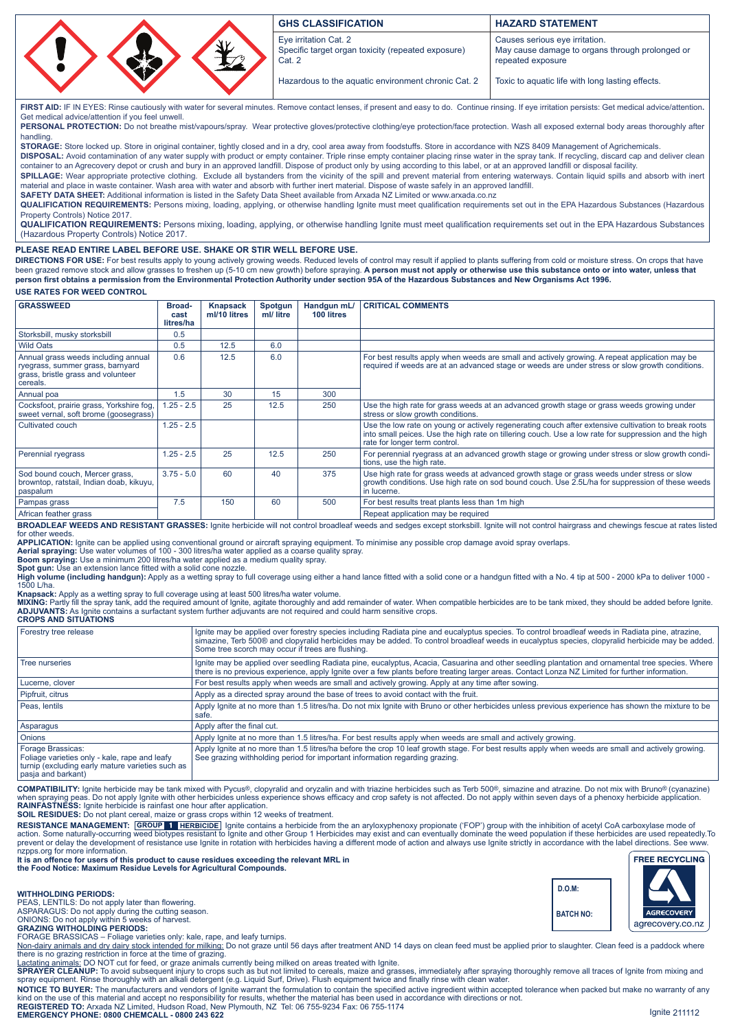| GHS CLASSIFICATION | HAZARD STATEMENT |
| --- | --- |
| Eye irritation Cat. 2 | Causes serious eye irritation. |
| Specific target organ toxicity (repeated exposure) Cat. 2 | May cause damage to organs through prolonged or repeated exposure |
| Hazardous to the aquatic environment chronic Cat. 2 | Toxic to aquatic life with long lasting effects. |

**FIRST AID:** IF IN EYES: Rinse cautiously with water for several minutes. Remove contact lenses, if present and easy to do. Continue rinsing. If eye irritation persists: Get medical advice/attention. Get medical advice/attention if you feel unwell.

**PERSONAL PROTECTION:** Do not breathe mist/vapours/spray. Wear protective gloves/protective clothing/eye protection/face protection. Wash all exposed external body areas thoroughly after handling.

**STORAGE:** Store locked up. Store in original container, tightly closed and in a dry, cool area away from foodstuffs. Store in accordance with NZS 8409 Management of Agrichemicals.

**DISPOSAL:** Avoid contamination of any water supply with product or empty container. Triple rinse empty container placing rinse water in the spray tank. If recycling, discard cap and deliver clean container to an Agrecovery depot or crush and bury in an approved landfill. Dispose of product only by using according to this label, or at an approved landfill or disposal facility.

**SPILLAGE:** Wear appropriate protective clothing. Exclude all bystanders from the vicinity of the spill and prevent material from entering waterways. Contain liquid spills and absorb with inert material and place in waste container. Wash area with water and absorb with further inert material. Dispose of waste safely in an approved landfill.

**SAFETY DATA SHEET:** Additional information is listed in the Safety Data Sheet available from Arxada NZ Limited or www.arxada.co.nz

**QUALIFICATION REQUIREMENTS:** Persons mixing, loading, applying, or otherwise handling Ignite must meet qualification requirements set out in the EPA Hazardous Substances (Hazardous Property Controls) Notice 2017.

**QUALIFICATION REQUIREMENTS:** Persons mixing, loading, applying, or otherwise handling Ignite must meet qualification requirements set out in the EPA Hazardous Substances (Hazardous Property Controls) Notice 2017.

**PLEASE READ ENTIRE LABEL BEFORE USE. SHAKE OR STIR WELL BEFORE USE.**

**DIRECTIONS FOR USE:** For best results apply to young actively growing weeds. Reduced levels of control may result if applied to plants suffering from cold or moisture stress. On crops that have been grazed remove stock and allow grasses to freshen up (5-10 cm new growth) before spraying. **A person must not apply or otherwise use this substance onto or into water, unless that person first obtains a permission from the Environmental Protection Authority under section 95A of the Hazardous Substances and New Organisms Act 1996.**

**USE RATES FOR WEED CONTROL**

| GRASSWEED | Broad-cast litres/ha | Knapsack ml/10 litres | Spotgun ml/ litre | Handgun mL/ 100 litres | CRITICAL COMMENTS |
| --- | --- | --- | --- | --- | --- |
| Storksbill, musky storksbill | 0.5 | | | | |
| Wild Oats | 0.5 | 12.5 | 6.0 | | |
| Annual grass weeds including annual ryegrass, summer grass, barnyard grass, bristle grass and volunteer cereals. | 0.6 | 12.5 | 6.0 | | For best results apply when weeds are small and actively growing. A repeat application may be required if weeds are at an advanced stage or weeds are under stress or slow growth conditions. |
| Annual poa | 1.5 | 30 | 15 | 300 | |
| Cocksfoot, prairie grass, Yorkshire fog, sweet vernal, soft brome (goosegrass) | 1.25 - 2.5 | 25 | 12.5 | 250 | Use the high rate for grass weeds at an advanced growth stage or grass weeds growing under stress or slow growth conditions. |
| Cultivated couch | 1.25 - 2.5 | | | | Use the low rate on young or actively regenerating couch after extensive cultivation to break roots into small peices. Use the high rate on tillering couch. Use a low rate for suppression and the high rate for longer term control. |
| Perennial ryegrass | 1.25 - 2.5 | 25 | 12.5 | 250 | For perennial ryegrass at an advanced growth stage or growing under stress or slow growth conditions, use the high rate. |
| Sod bound couch, Mercer grass, browntop, ratstail, Indian doab, kikuyu, paspalum | 3.75 - 5.0 | 60 | 40 | 375 | Use high rate for grass weeds at advanced growth stage or grass weeds under stress or slow growth conditions. Use high rate on sod bound couch. Use 2.5L/ha for suppression of these weeds in lucerne. |
| Pampas grass | 7.5 | 150 | 60 | 500 | For best results treat plants less than 1m high |
| African feather grass | | | | | Repeat application may be required |

**BROADLEAF WEEDS AND RESISTANT GRASSES:** Ignite herbicide will not control broadleaf weeds and sedges except storksbill. Ignite will not control hairgrass and chewings fescue at rates listed for other weeds.

**APPLICATION:** Ignite can be applied using conventional ground or aircraft spraying equipment. To minimise any possible crop damage avoid spray overlaps.

**Aerial spraying:** Use water volumes of 100 - 300 litres/ha water applied as a coarse quality spray.

**Boom spraying:** Use a minimum 200 litres/ha water applied as a medium quality spray.

**Spot gun:** Use an extension lance fitted with a solid cone nozzle.

**High volume (including handgun):** Apply as a wetting spray to full coverage using either a hand lance fitted with a solid cone or a handgun fitted with a No. 4 tip at 500 - 2000 kPa to deliver 1000 - 1500 L/ha.

**Knapsack:** Apply as a wetting spray to full coverage using at least 500 litres/ha water volume.

**MIXING:** Partly fill the spray tank, add the required amount of Ignite, agitate thoroughly and add remainder of water. When compatible herbicides are to be tank mixed, they should be added before Ignite.

**ADJUVANTS:** As Ignite contains a surfactant system further adjuvants are not required and could harm sensitive crops.

**CROPS AND SITUATIONS**

| | |
| --- | --- |
| Forestry tree release | Ignite may be applied over forestry species including Radiata pine and eucalyptus species. To control broadleaf weeds in Radiata pine, atrazine, simazine, Terb 500® and clopyralid herbicides may be added. To control broadleaf weeds in eucalyptus species, clopyralid herbicide may be added. Some tree scorch may occur if trees are flushing. |
| Tree nurseries | Ignite may be applied over seedling Radiata pine, eucalyptus, Acacia, Casuarina and other seedling plantation and ornamental tree species. Where there is no previous experience, apply Ignite over a few plants before treating larger areas. Contact Lonza NZ Limited for further information. |
| Lucerne, clover | For best results apply when weeds are small and actively growing. Apply at any time after sowing. |
| Pipfruit, citrus | Apply as a directed spray around the base of trees to avoid contact with the fruit. |
| Peas, lentils | Apply Ignite at no more than 1.5 litres/ha. Do not mix Ignite with Bruno or other herbicides unless previous experience has shown the mixture to be safe. |
| Asparagus | Apply after the final cut. |
| Onions | Apply Ignite at no more than 1.5 litres/ha. For best results apply when weeds are small and actively growing. |
| Forage Brassicas: Foliage varieties only - kale, rape and leafy turnip (excluding early mature varieties such as pasja and barkant) | Apply Ignite at no more than 1.5 litres/ha before the crop 10 leaf growth stage. For best results apply when weeds are small and actively growing. See grazing withholding period for important information regarding grazing. |

**COMPATIBILITY:** Ignite herbicide may be tank mixed with Pycus®, clopyralid and oryzalin and with triazine herbicides such as Terb 500®, simazine and atrazine. Do not mix with Bruno® (cyanazine) when spraying peas. Do not apply Ignite with other herbicides unless experience shows efficacy and crop safety is not affected. Do not apply within seven days of a phenoxy herbicide application.

**RAINFASTNESS:** Ignite herbicide is rainfast one hour after application.

**SOIL RESIDUES:** Do not plant cereal, maize or grass crops within 12 weeks of treatment.

**RESISTANCE MANAGEMENT:** **GROUP 1 HERBICIDE** Ignite contains a herbicide from the an aryloxyphenoxy propionate ('FOP') group with the inhibition of acetyl CoA carboxylase mode of action. Some naturally-occurring weed biotypes resistant to Ignite and other Group 1 Herbicides may exist and can eventually dominate the weed population if these herbicides are used repeatedly.To prevent or delay the development of resistance use Ignite in rotation with herbicides having a different mode of action and always use Ignite strictly in accordance with the label directions. See www.nzpps.org for more information.

**It is an offence for users of this product to cause residues exceeding the relevant MRL in the Food Notice: Maximum Residue Levels for Agricultural Compounds.**

**FREE RECYCLING**

AGRECOVERY

agrecovery.co.nz

**D.O.M:**

**BATCH NO:**

**WITHHOLDING PERIODS:**

PEAS, LENTILS: Do not apply later than flowering.

ASPARAGUS: Do not apply during the cutting season.

ONIONS: Do not apply within 5 weeks of harvest.

**GRAZING WITHOLDING PERIODS:**

FORAGE BRASSICAS – Foliage varieties only: kale, rape, and leafy turnips.

Non-dairy animals and dry dairy stock intended for milking: Do not graze until 56 days after treatment AND 14 days on clean feed must be applied prior to slaughter. Clean feed is a paddock where there is no grazing restriction in force at the time of grazing.

Lactating animals: DO NOT cut for feed, or graze animals currently being milked on areas treated with Ignite.

**SPRAYER CLEANUP:** To avoid subsequent injury to crops such as but not limited to cereals, maize and grasses, immediately after spraying thoroughly remove all traces of Ignite from mixing and spray equipment. Rinse thoroughly with an alkali detergent (e.g. Liquid Surf, Drive). Flush equipment twice and finally rinse with clean water.

**NOTICE TO BUYER:** The manufacturers and vendors of Ignite warrant the formulation to contain the specified active ingredient within accepted tolerance when packed but make no warranty of any kind on the use of this material and accept no responsibility for results, whether the material has been used in accordance with directions or not.

**REGISTERED TO:** Arxada NZ Limited, Hudson Road, New Plymouth, NZ Tel: 06 755-9234 Fax: 06 755-1174

**EMERGENCY PHONE: 0800 CHEMCALL - 0800 243 622**

Ignite 211112